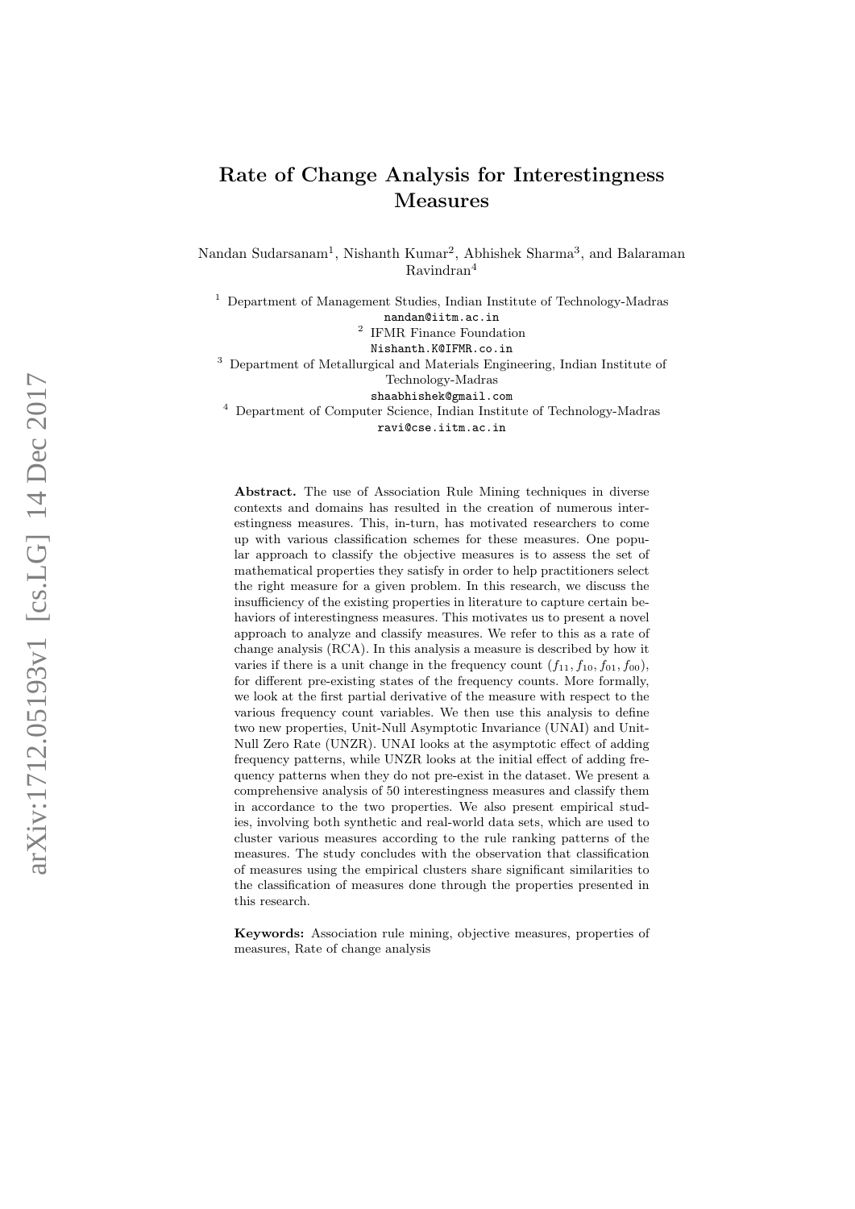# Rate of Change Analysis for Interestingness Measures

Nandan Sudarsanam[1], Nishanth Kumar[2], Abhishek Sharma[3], and Balaraman Ravindran[4]

[1] Department of Management Studies, Indian Institute of Technology-Madras
nandan@iitm.ac.in

[2] IFMR Finance Foundation
Nishanth.K@IFMR.co.in

[3] Department of Metallurgical and Materials Engineering, Indian Institute of Technology-Madras
shaabhishek@gmail.com

[4] Department of Computer Science, Indian Institute of Technology-Madras
ravi@cse.iitm.ac.in

**Abstract.** The use of Association Rule Mining techniques in diverse contexts and domains has resulted in the creation of numerous interestingness measures. This, in-turn, has motivated researchers to come up with various classification schemes for these measures. One popular approach to classify the objective measures is to assess the set of mathematical properties they satisfy in order to help practitioners select the right measure for a given problem. In this research, we discuss the insufficiency of the existing properties in literature to capture certain behaviors of interestingness measures. This motivates us to present a novel approach to analyze and classify measures. We refer to this as a rate of change analysis (RCA). In this analysis a measure is described by how it varies if there is a unit change in the frequency count $(f_{11}, f_{10}, f_{01}, f_{00})$, for different pre-existing states of the frequency counts. More formally, we look at the first partial derivative of the measure with respect to the various frequency count variables. We then use this analysis to define two new properties, Unit-Null Asymptotic Invariance (UNAI) and Unit-Null Zero Rate (UNZR). UNAI looks at the asymptotic effect of adding frequency patterns, while UNZR looks at the initial effect of adding frequency patterns when they do not pre-exist in the dataset. We present a comprehensive analysis of 50 interestingness measures and classify them in accordance to the two properties. We also present empirical studies, involving both synthetic and real-world data sets, which are used to cluster various measures according to the rule ranking patterns of the measures. The study concludes with the observation that classification of measures using the empirical clusters share significant similarities to the classification of measures done through the properties presented in this research.

**Keywords:** Association rule mining, objective measures, properties of measures, Rate of change analysis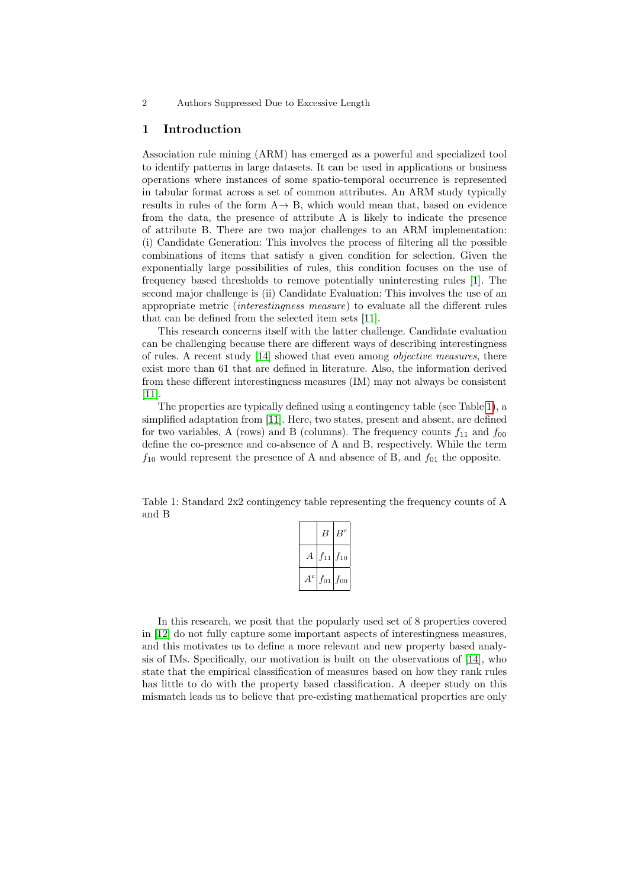## 1 Introduction

Association rule mining (ARM) has emerged as a powerful and specialized tool to identify patterns in large datasets. It can be used in applications or business operations where instances of some spatio-temporal occurrence is represented in tabular format across a set of common attributes. An ARM study typically results in rules of the form A→ B, which would mean that, based on evidence from the data, the presence of attribute A is likely to indicate the presence of attribute B. There are two major challenges to an ARM implementation: (i) Candidate Generation: This involves the process of filtering all the possible combinations of items that satisfy a given condition for selection. Given the exponentially large possibilities of rules, this condition focuses on the use of frequency based thresholds to remove potentially uninteresting rules [1]. The second major challenge is (ii) Candidate Evaluation: This involves the use of an appropriate metric (*interestingness measure*) to evaluate all the different rules that can be defined from the selected item sets [11].

This research concerns itself with the latter challenge. Candidate evaluation can be challenging because there are different ways of describing interestingness of rules. A recent study [14] showed that even among *objective measures*, there exist more than 61 that are defined in literature. Also, the information derived from these different interestingness measures (IM) may not always be consistent [11].

The properties are typically defined using a contingency table (see Table 1), a simplified adaptation from [11]. Here, two states, present and absent, are defined for two variables, A (rows) and B (columns). The frequency counts $f_{11}$ and $f_{00}$ define the co-presence and co-absence of A and B, respectively. While the term $f_{10}$ would represent the presence of A and absence of B, and $f_{01}$ the opposite.

Table 1: Standard 2x2 contingency table representing the frequency counts of A and B

| | $B$ | $B^c$ |
|---|---|---|
| $A$ | $f_{11}$ | $f_{10}$ |
| $A^c$ | $f_{01}$ | $f_{00}$ |

In this research, we posit that the popularly used set of 8 properties covered in [12] do not fully capture some important aspects of interestingness measures, and this motivates us to define a more relevant and new property based analysis of IMs. Specifically, our motivation is built on the observations of [14], who state that the empirical classification of measures based on how they rank rules has little to do with the property based classification. A deeper study on this mismatch leads us to believe that pre-existing mathematical properties are only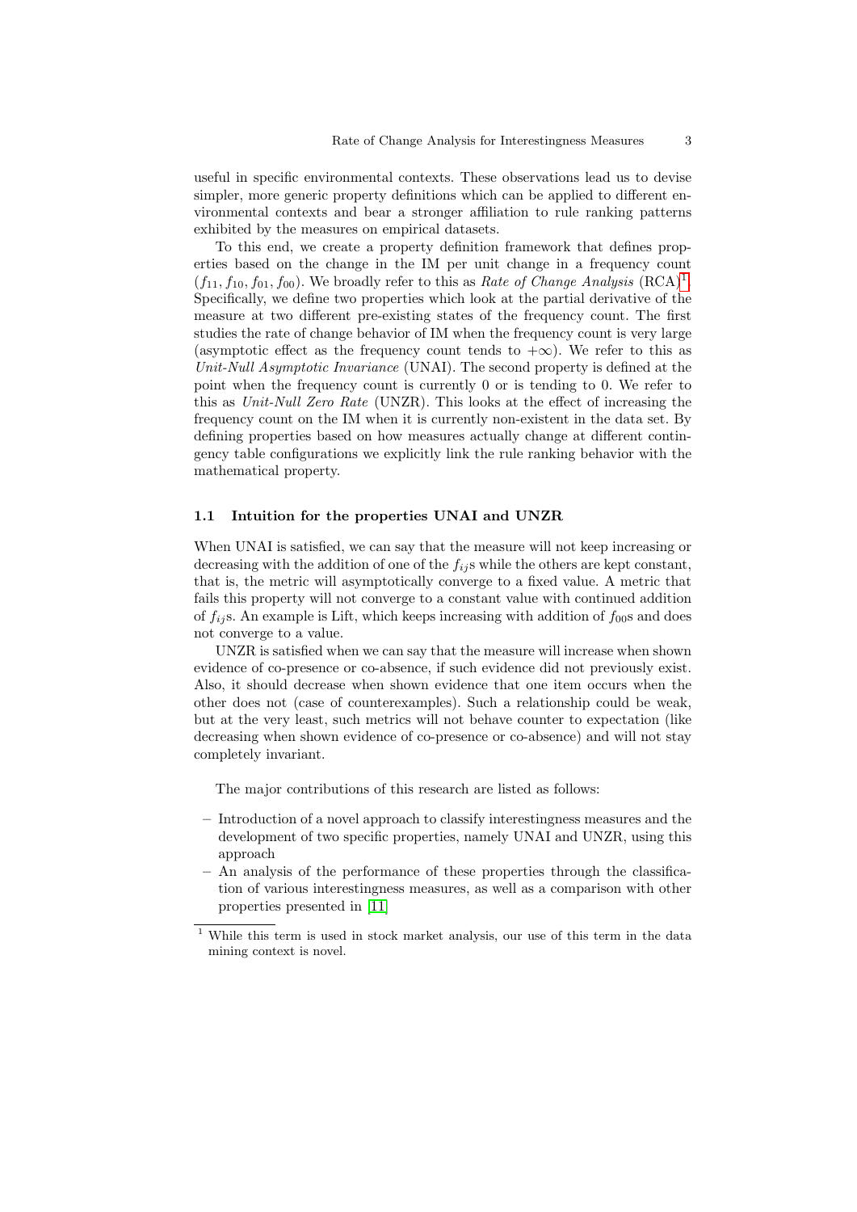useful in specific environmental contexts. These observations lead us to devise simpler, more generic property definitions which can be applied to different environmental contexts and bear a stronger affiliation to rule ranking patterns exhibited by the measures on empirical datasets.

To this end, we create a property definition framework that defines properties based on the change in the IM per unit change in a frequency count $(f_{11}, f_{10}, f_{01}, f_{00})$. We broadly refer to this as *Rate of Change Analysis* (RCA)[1]. Specifically, we define two properties which look at the partial derivative of the measure at two different pre-existing states of the frequency count. The first studies the rate of change behavior of IM when the frequency count is very large (asymptotic effect as the frequency count tends to $+\infty$). We refer to this as *Unit-Null Asymptotic Invariance* (UNAI). The second property is defined at the point when the frequency count is currently 0 or is tending to 0. We refer to this as *Unit-Null Zero Rate* (UNZR). This looks at the effect of increasing the frequency count on the IM when it is currently non-existent in the data set. By defining properties based on how measures actually change at different contingency table configurations we explicitly link the rule ranking behavior with the mathematical property.

### 1.1 Intuition for the properties UNAI and UNZR

When UNAI is satisfied, we can say that the measure will not keep increasing or decreasing with the addition of one of the $f_{ij}$s while the others are kept constant, that is, the metric will asymptotically converge to a fixed value. A metric that fails this property will not converge to a constant value with continued addition of $f_{ij}$s. An example is Lift, which keeps increasing with addition of $f_{00}$s and does not converge to a value.

UNZR is satisfied when we can say that the measure will increase when shown evidence of co-presence or co-absence, if such evidence did not previously exist. Also, it should decrease when shown evidence that one item occurs when the other does not (case of counterexamples). Such a relationship could be weak, but at the very least, such metrics will not behave counter to expectation (like decreasing when shown evidence of co-presence or co-absence) and will not stay completely invariant.

The major contributions of this research are listed as follows:

- Introduction of a novel approach to classify interestingness measures and the development of two specific properties, namely UNAI and UNZR, using this approach
- An analysis of the performance of these properties through the classification of various interestingness measures, as well as a comparison with other properties presented in [11]

[1] While this term is used in stock market analysis, our use of this term in the data mining context is novel.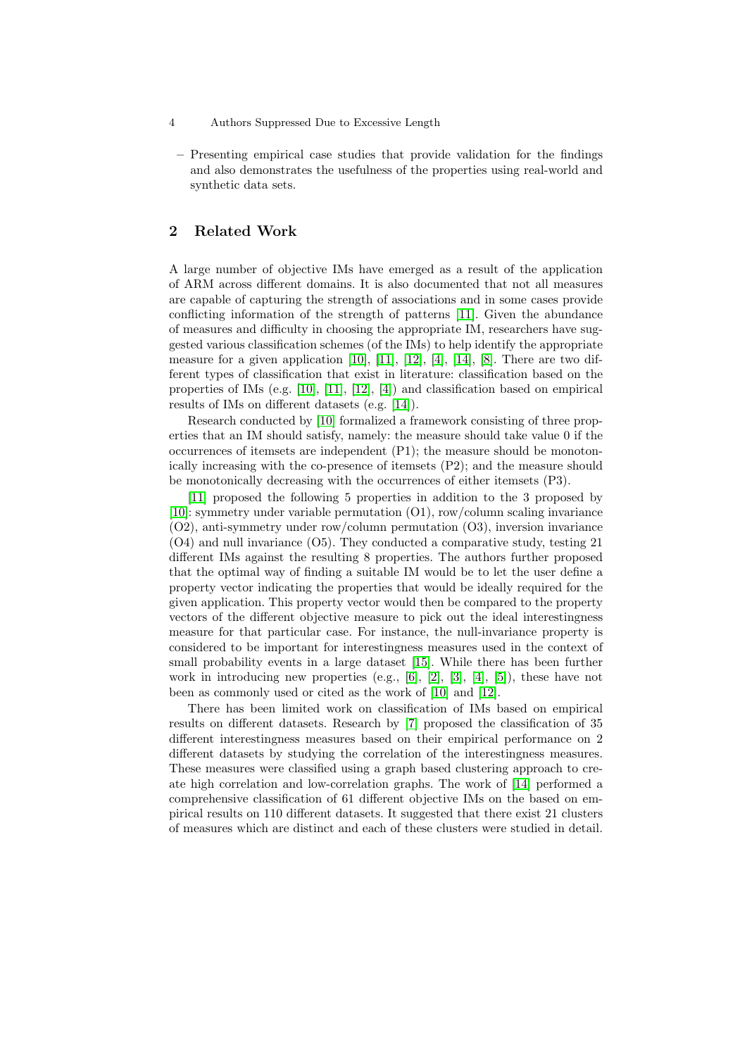– Presenting empirical case studies that provide validation for the findings and also demonstrates the usefulness of the properties using real-world and synthetic data sets.

## 2 Related Work

A large number of objective IMs have emerged as a result of the application of ARM across different domains. It is also documented that not all measures are capable of capturing the strength of associations and in some cases provide conflicting information of the strength of patterns [11]. Given the abundance of measures and difficulty in choosing the appropriate IM, researchers have suggested various classification schemes (of the IMs) to help identify the appropriate measure for a given application [10], [11], [12], [4], [14], [8]. There are two different types of classification that exist in literature: classification based on the properties of IMs (e.g. [10], [11], [12], [4]) and classification based on empirical results of IMs on different datasets (e.g. [14]).

Research conducted by [10] formalized a framework consisting of three properties that an IM should satisfy, namely: the measure should take value 0 if the occurrences of itemsets are independent (P1); the measure should be monotonically increasing with the co-presence of itemsets (P2); and the measure should be monotonically decreasing with the occurrences of either itemsets (P3).

[11] proposed the following 5 properties in addition to the 3 proposed by [10]: symmetry under variable permutation (O1), row/column scaling invariance (O2), anti-symmetry under row/column permutation (O3), inversion invariance (O4) and null invariance (O5). They conducted a comparative study, testing 21 different IMs against the resulting 8 properties. The authors further proposed that the optimal way of finding a suitable IM would be to let the user define a property vector indicating the properties that would be ideally required for the given application. This property vector would then be compared to the property vectors of the different objective measure to pick out the ideal interestingness measure for that particular case. For instance, the null-invariance property is considered to be important for interestingness measures used in the context of small probability events in a large dataset [15]. While there has been further work in introducing new properties (e.g., [6], [2], [3], [4], [5]), these have not been as commonly used or cited as the work of [10] and [12].

There has been limited work on classification of IMs based on empirical results on different datasets. Research by [7] proposed the classification of 35 different interestingness measures based on their empirical performance on 2 different datasets by studying the correlation of the interestingness measures. These measures were classified using a graph based clustering approach to create high correlation and low-correlation graphs. The work of [14] performed a comprehensive classification of 61 different objective IMs on the based on empirical results on 110 different datasets. It suggested that there exist 21 clusters of measures which are distinct and each of these clusters were studied in detail.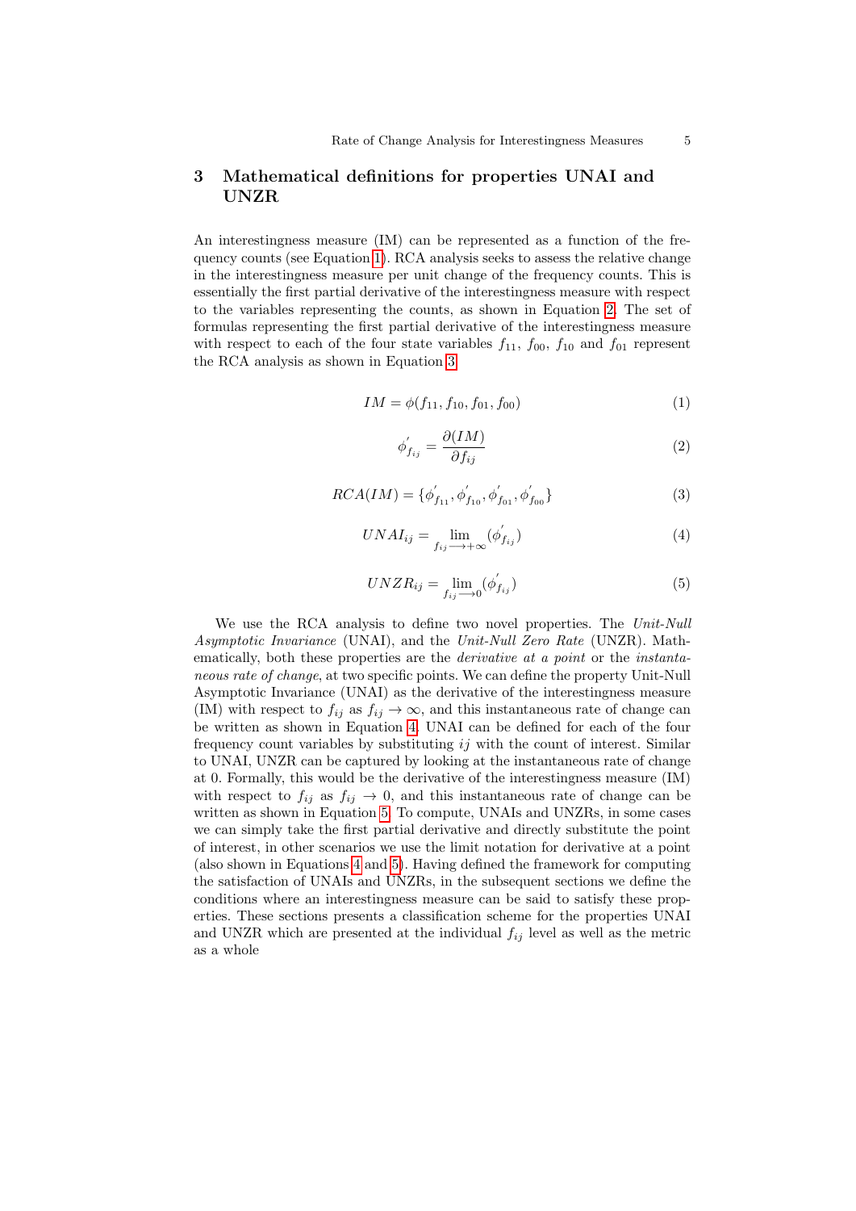## 3 Mathematical definitions for properties UNAI and UNZR

An interestingness measure (IM) can be represented as a function of the frequency counts (see Equation 1). RCA analysis seeks to assess the relative change in the interestingness measure per unit change of the frequency counts. This is essentially the first partial derivative of the interestingness measure with respect to the variables representing the counts, as shown in Equation 2. The set of formulas representing the first partial derivative of the interestingness measure with respect to each of the four state variables $f_{11}$, $f_{00}$, $f_{10}$ and $f_{01}$ represent the RCA analysis as shown in Equation 3.

$$IM = \phi(f_{11}, f_{10}, f_{01}, f_{00}) \tag{1}$$

$$\phi^{'}_{f_{ij}} = \frac{\partial(IM)}{\partial f_{ij}} \tag{2}$$

$$RCA(IM) = \{\phi^{'}_{f_{11}}, \phi^{'}_{f_{10}}, \phi^{'}_{f_{01}}, \phi^{'}_{f_{00}}\} \tag{3}$$

$$UNAI_{ij} = \lim_{f_{ij} \longrightarrow +\infty} (\phi^{'}_{f_{ij}}) \tag{4}$$

$$UNZR_{ij} = \lim_{f_{ij} \longrightarrow 0} (\phi^{'}_{f_{ij}}) \tag{5}$$

We use the RCA analysis to define two novel properties. The *Unit-Null Asymptotic Invariance* (UNAI), and the *Unit-Null Zero Rate* (UNZR). Mathematically, both these properties are the *derivative at a point* or the *instantaneous rate of change*, at two specific points. We can define the property Unit-Null Asymptotic Invariance (UNAI) as the derivative of the interestingness measure (IM) with respect to $f_{ij}$ as $f_{ij} \to \infty$, and this instantaneous rate of change can be written as shown in Equation 4. UNAI can be defined for each of the four frequency count variables by substituting $ij$ with the count of interest. Similar to UNAI, UNZR can be captured by looking at the instantaneous rate of change at 0. Formally, this would be the derivative of the interestingness measure (IM) with respect to $f_{ij}$ as $f_{ij} \to 0$, and this instantaneous rate of change can be written as shown in Equation 5. To compute, UNAIs and UNZRs, in some cases we can simply take the first partial derivative and directly substitute the point of interest, in other scenarios we use the limit notation for derivative at a point (also shown in Equations 4 and 5). Having defined the framework for computing the satisfaction of UNAIs and UNZRs, in the subsequent sections we define the conditions where an interestingness measure can be said to satisfy these properties. These sections presents a classification scheme for the properties UNAI and UNZR which are presented at the individual $f_{ij}$ level as well as the metric as a whole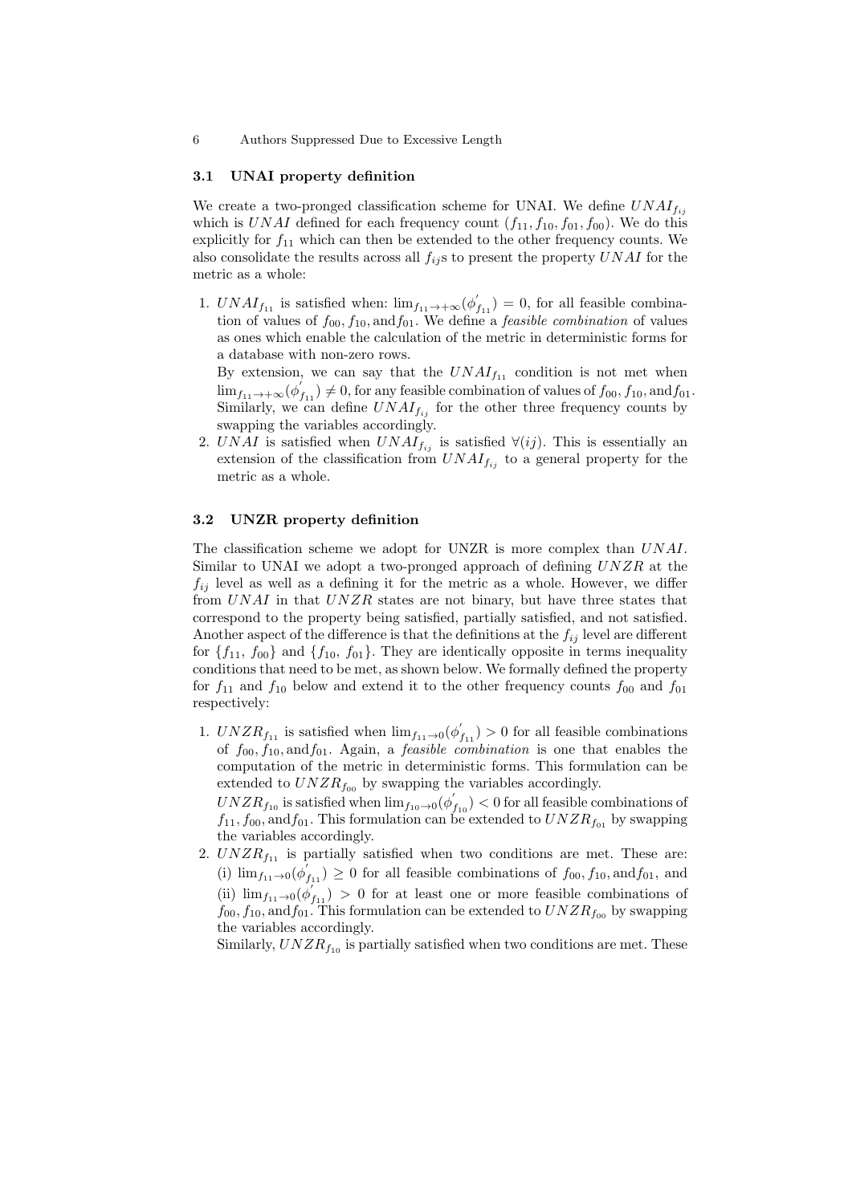### 3.1 UNAI property definition

We create a two-pronged classification scheme for UNAI. We define $UNAI_{f_{ij}}$ which is $UNAI$ defined for each frequency count $(f_{11}, f_{10}, f_{01}, f_{00})$. We do this explicitly for $f_{11}$ which can then be extended to the other frequency counts. We also consolidate the results across all $f_{ij}$s to present the property $UNAI$ for the metric as a whole:

1. $UNAI_{f_{11}}$ is satisfied when: $\lim_{f_{11}\to+\infty}(\phi^{'}_{f_{11}}) = 0$, for all feasible combination of values of $f_{00}, f_{10}, \text{and} f_{01}$. We define a *feasible combination* of values as ones which enable the calculation of the metric in deterministic forms for a database with non-zero rows.
   By extension, we can say that the $UNAI_{f_{11}}$ condition is not met when $\lim_{f_{11}\to+\infty}(\phi^{'}_{f_{11}}) \neq 0$, for any feasible combination of values of $f_{00}, f_{10}, \text{and} f_{01}$. Similarly, we can define $UNAI_{f_{ij}}$ for the other three frequency counts by swapping the variables accordingly.
2. $UNAI$ is satisfied when $UNAI_{f_{ij}}$ is satisfied $\forall(ij)$. This is essentially an extension of the classification from $UNAI_{f_{ij}}$ to a general property for the metric as a whole.

### 3.2 UNZR property definition

The classification scheme we adopt for UNZR is more complex than $UNAI$. Similar to UNAI we adopt a two-pronged approach of defining $UNZR$ at the $f_{ij}$ level as well as a defining it for the metric as a whole. However, we differ from $UNAI$ in that $UNZR$ states are not binary, but have three states that correspond to the property being satisfied, partially satisfied, and not satisfied. Another aspect of the difference is that the definitions at the $f_{ij}$ level are different for $\{f_{11}, f_{00}\}$ and $\{f_{10}, f_{01}\}$. They are identically opposite in terms inequality conditions that need to be met, as shown below. We formally defined the property for $f_{11}$ and $f_{10}$ below and extend it to the other frequency counts $f_{00}$ and $f_{01}$ respectively:

1. $UNZR_{f_{11}}$ is satisfied when $\lim_{f_{11}\to 0}(\phi^{'}_{f_{11}}) > 0$ for all feasible combinations of $f_{00}, f_{10}, \text{and} f_{01}$. Again, a *feasible combination* is one that enables the computation of the metric in deterministic forms. This formulation can be extended to $UNZR_{f_{00}}$ by swapping the variables accordingly.
   $UNZR_{f_{10}}$ is satisfied when $\lim_{f_{10}\to 0}(\phi^{'}_{f_{10}}) < 0$ for all feasible combinations of $f_{11}, f_{00}, \text{and} f_{01}$. This formulation can be extended to $UNZR_{f_{01}}$ by swapping the variables accordingly.
2. $UNZR_{f_{11}}$ is partially satisfied when two conditions are met. These are: (i) $\lim_{f_{11}\to 0}(\phi^{'}_{f_{11}}) \geq 0$ for all feasible combinations of $f_{00}, f_{10}, \text{and} f_{01}$, and (ii) $\lim_{f_{11}\to 0}(\phi^{'}_{f_{11}}) > 0$ for at least one or more feasible combinations of $f_{00}, f_{10}, \text{and} f_{01}$. This formulation can be extended to $UNZR_{f_{00}}$ by swapping the variables accordingly.
   Similarly, $UNZR_{f_{10}}$ is partially satisfied when two conditions are met. These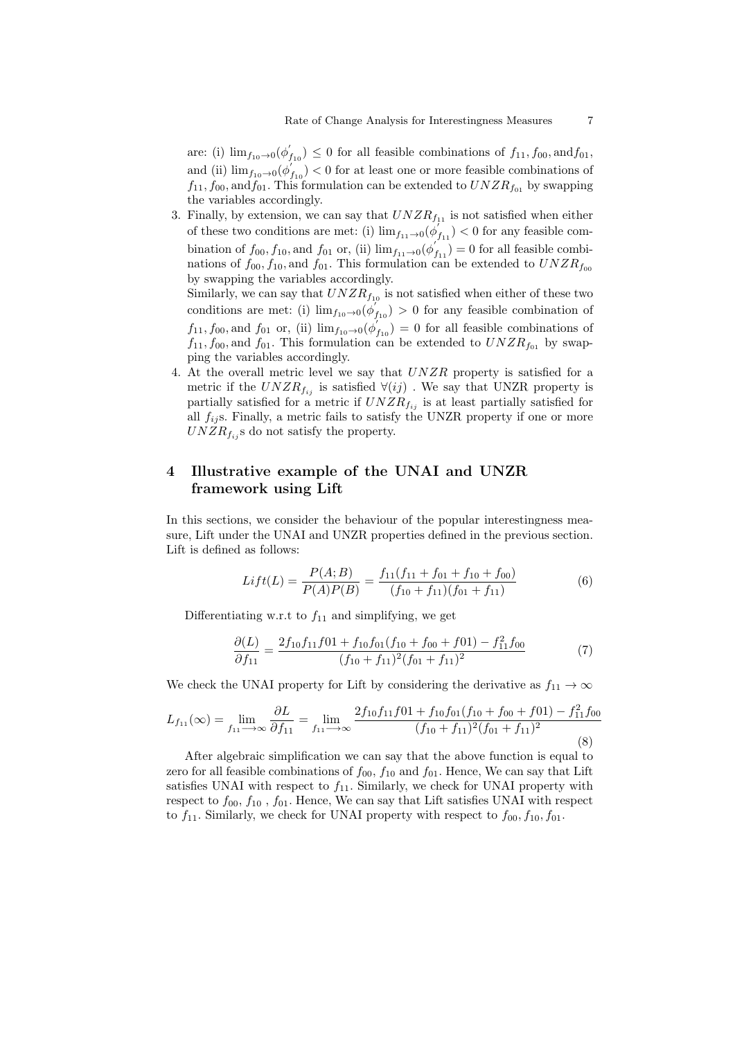are: (i) $\lim_{f_{10}\to 0}(\phi'_{f_{10}}) \leq 0$ for all feasible combinations of $f_{11}, f_{00}, \text{and} f_{01}$, and (ii) $\lim_{f_{10}\to 0}(\phi'_{f_{10}}) < 0$ for at least one or more feasible combinations of $f_{11}, f_{00}, \text{and} f_{01}$. This formulation can be extended to $UNZR_{f_{01}}$ by swapping the variables accordingly.

3. Finally, by extension, we can say that $UNZR_{f_{11}}$ is not satisfied when either of these two conditions are met: (i) $\lim_{f_{11}\to 0}(\phi'_{f_{11}}) < 0$ for any feasible combination of $f_{00}, f_{10}, \text{and } f_{01}$ or, (ii) $\lim_{f_{11}\to 0}(\phi'_{f_{11}}) = 0$ for all feasible combinations of $f_{00}, f_{10}, \text{and } f_{01}$. This formulation can be extended to $UNZR_{f_{00}}$ by swapping the variables accordingly.
   Similarly, we can say that $UNZR_{f_{10}}$ is not satisfied when either of these two conditions are met: (i) $\lim_{f_{10}\to 0}(\phi'_{f_{10}}) > 0$ for any feasible combination of $f_{11}, f_{00}, \text{and } f_{01}$ or, (ii) $\lim_{f_{10}\to 0}(\phi'_{f_{10}}) = 0$ for all feasible combinations of $f_{11}, f_{00}, \text{and } f_{01}$. This formulation can be extended to $UNZR_{f_{01}}$ by swapping the variables accordingly.
4. At the overall metric level we say that $UNZR$ property is satisfied for a metric if the $UNZR_{f_{ij}}$ is satisfied $\forall (ij)$ . We say that UNZR property is partially satisfied for a metric if $UNZR_{f_{ij}}$ is at least partially satisfied for all $f_{ij}$s. Finally, a metric fails to satisfy the UNZR property if one or more $UNZR_{f_{ij}}$s do not satisfy the property.

## 4 Illustrative example of the UNAI and UNZR framework using Lift

In this sections, we consider the behaviour of the popular interestingness measure, Lift under the UNAI and UNZR properties defined in the previous section. Lift is defined as follows:

$$Lift(L) = \frac{P(A;B)}{P(A)P(B)} = \frac{f_{11}(f_{11} + f_{01} + f_{10} + f_{00})}{(f_{10} + f_{11})(f_{01} + f_{11})} \tag{6}$$

Differentiating w.r.t to $f_{11}$ and simplifying, we get

$$\frac{\partial(L)}{\partial f_{11}} = \frac{2f_{10}f_{11}f01 + f_{10}f_{01}(f_{10} + f_{00} + f01) - f_{11}^2 f_{00}}{(f_{10} + f_{11})^2(f_{01} + f_{11})^2} \tag{7}$$

We check the UNAI property for Lift by considering the derivative as $f_{11} \to \infty$

$$L_{f_{11}}(\infty) = \lim_{f_{11}\longrightarrow\infty} \frac{\partial L}{\partial f_{11}} = \lim_{f_{11}\longrightarrow\infty} \frac{2f_{10}f_{11}f01 + f_{10}f_{01}(f_{10} + f_{00} + f01) - f_{11}^2 f_{00}}{(f_{10} + f_{11})^2(f_{01} + f_{11})^2} \tag{8}$$

After algebraic simplification we can say that the above function is equal to zero for all feasible combinations of $f_{00}$, $f_{10}$ and $f_{01}$. Hence, We can say that Lift satisfies UNAI with respect to $f_{11}$. Similarly, we check for UNAI property with respect to $f_{00}$, $f_{10}$ , $f_{01}$. Hence, We can say that Lift satisfies UNAI with respect to $f_{11}$. Similarly, we check for UNAI property with respect to $f_{00}, f_{10}, f_{01}$.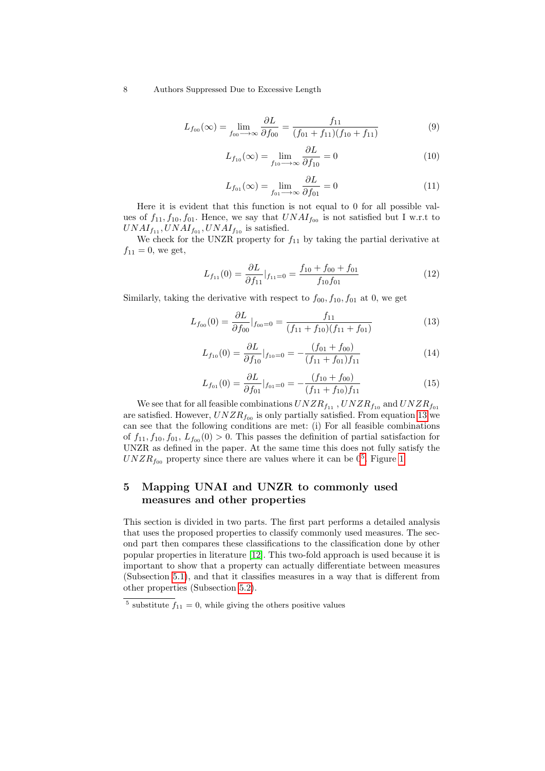$$L_{f_{00}}(\infty) = \lim_{f_{00} \longrightarrow \infty} \frac{\partial L}{\partial f_{00}} = \frac{f_{11}}{(f_{01}+f_{11})(f_{10}+f_{11})} \tag{9}$$

$$L_{f_{10}}(\infty) = \lim_{f_{10} \longrightarrow \infty} \frac{\partial L}{\partial f_{10}} = 0 \tag{10}$$

$$L_{f_{01}}(\infty) = \lim_{f_{01} \longrightarrow \infty} \frac{\partial L}{\partial f_{01}} = 0 \tag{11}$$

Here it is evident that this function is not equal to 0 for all possible values of $f_{11}, f_{10}, f_{01}$. Hence, we say that $UNAI_{f_{00}}$ is not satisfied but I w.r.t to $UNAI_{f_{11}}, UNAI_{f_{01}}, UNAI_{f_{10}}$ is satisfied.

We check for the UNZR property for $f_{11}$ by taking the partial derivative at $f_{11} = 0$, we get,

$$L_{f_{11}}(0) = \frac{\partial L}{\partial f_{11}}|_{f_{11}=0} = \frac{f_{10}+f_{00}+f_{01}}{f_{10}f_{01}} \tag{12}$$

Similarly, taking the derivative with respect to $f_{00}, f_{10}, f_{01}$ at 0, we get

$$L_{f_{00}}(0) = \frac{\partial L}{\partial f_{00}}|_{f_{00}=0} = \frac{f_{11}}{(f_{11}+f_{10})(f_{11}+f_{01})} \tag{13}$$

$$L_{f_{10}}(0) = \frac{\partial L}{\partial f_{10}}|_{f_{10}=0} = -\frac{(f_{01}+f_{00})}{(f_{11}+f_{01})f_{11}} \tag{14}$$

$$L_{f_{01}}(0) = \frac{\partial L}{\partial f_{01}}|_{f_{01}=0} = -\frac{(f_{10}+f_{00})}{(f_{11}+f_{10})f_{11}} \tag{15}$$

We see that for all feasible combinations $UNZR_{f_{11}}$ , $UNZR_{f_{10}}$ and $UNZR_{f_{01}}$ are satisfied. However, $UNZR_{f_{00}}$ is only partially satisfied. From equation 13 we can see that the following conditions are met: (i) For all feasible combinations of $f_{11}, f_{10}, f_{01}$, $L_{f_{00}}(0) > 0$. This passes the definition of partial satisfaction for UNZR as defined in the paper. At the same time this does not fully satisfy the $UNZR_{f_{00}}$ property since there are values where it can be 0[5]. Figure 1

## 5 Mapping UNAI and UNZR to commonly used measures and other properties

This section is divided in two parts. The first part performs a detailed analysis that uses the proposed properties to classify commonly used measures. The second part then compares these classifications to the classification done by other popular properties in literature [12]. This two-fold approach is used because it is important to show that a property can actually differentiate between measures (Subsection 5.1), and that it classifies measures in a way that is different from other properties (Subsection 5.2).

[5] substitute $f_{11} = 0$, while giving the others positive values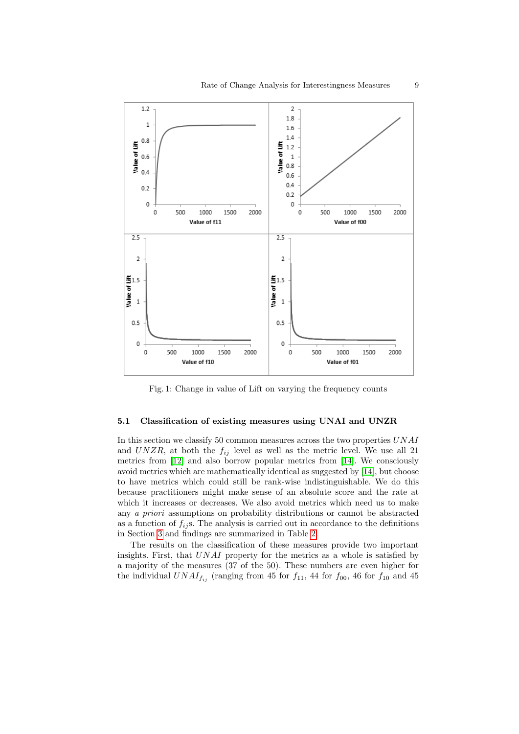Fig. 1: Change in value of Lift on varying the frequency counts

### 5.1 Classification of existing measures using UNAI and UNZR

In this section we classify 50 common measures across the two properties $UNAI$ and $UNZR$, at both the $f_{ij}$ level as well as the metric level. We use all 21 metrics from [12] and also borrow popular metrics from [14]. We consciously avoid metrics which are mathematically identical as suggested by [14], but choose to have metrics which could still be rank-wise indistinguishable. We do this because practitioners might make sense of an absolute score and the rate at which it increases or decreases. We also avoid metrics which need us to make any *a priori* assumptions on probability distributions or cannot be abstracted as a function of $f_{ij}$s. The analysis is carried out in accordance to the definitions in Section 3 and findings are summarized in Table 2.

The results on the classification of these measures provide two important insights. First, that $UNAI$ property for the metrics as a whole is satisfied by a majority of the measures (37 of the 50). These numbers are even higher for the individual $UNAI_{f_{ij}}$ (ranging from 45 for $f_{11}$, 44 for $f_{00}$, 46 for $f_{10}$ and 45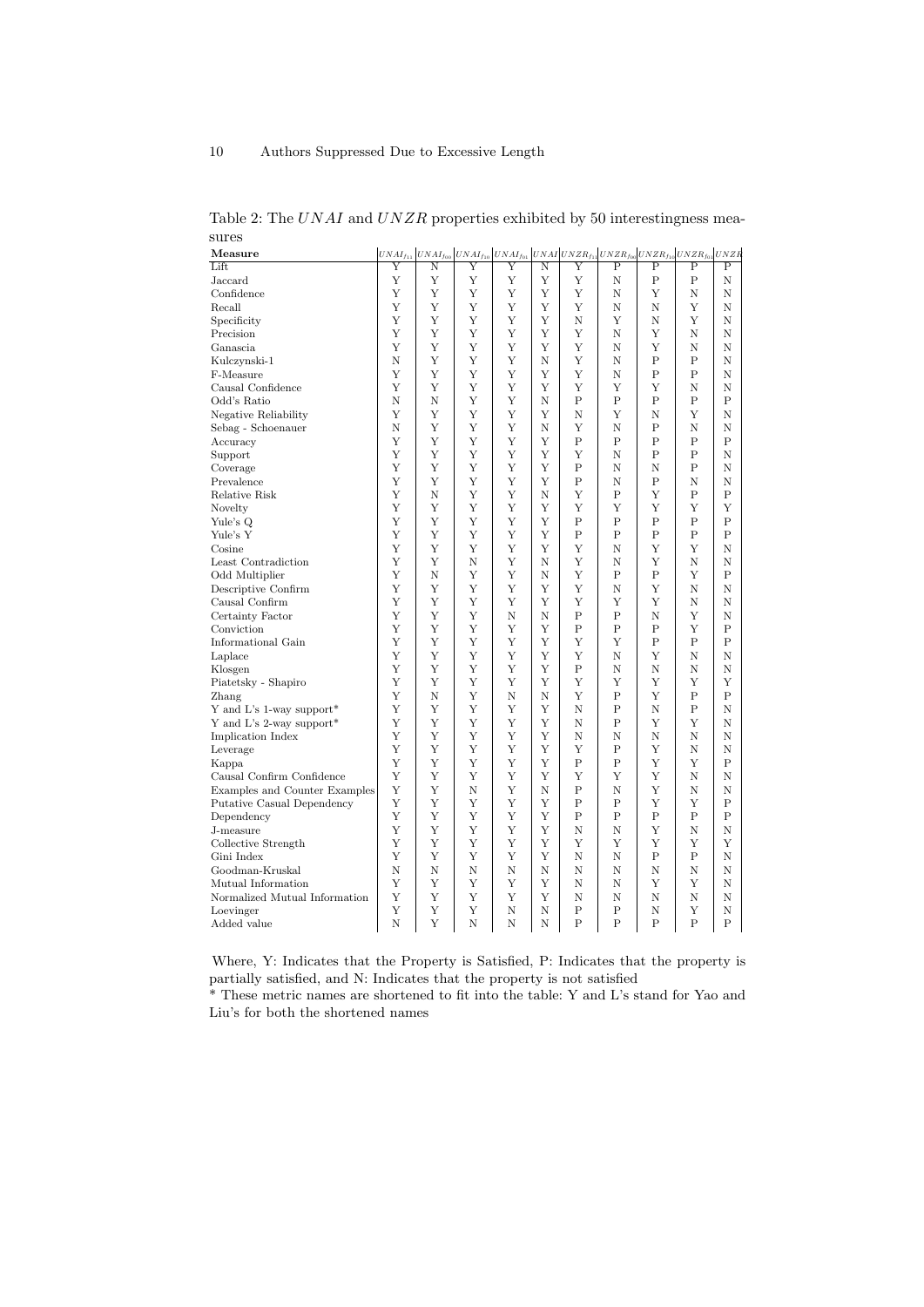Table 2: The $UNAI$ and $UNZR$ properties exhibited by 50 interestingness measures

| Measure | $UNAI_{f_{11}}$ | $UNAI_{f_{00}}$ | $UNAI_{f_{10}}$ | $UNAI_{f_{01}}$ | $UNAI$ | $UNZR_{f_{11}}$ | $UNZR_{f_{00}}$ | $UNZR_{f_{10}}$ | $UNZR_{f_{01}}$ | $UNZR$ |
|---|---|---|---|---|---|---|---|---|---|---|
| Lift | Y | N | Y | Y | N | Y | P | P | P | P |
| Jaccard | Y | Y | Y | Y | Y | Y | N | P | P | N |
| Confidence | Y | Y | Y | Y | Y | Y | N | Y | N | N |
| Recall | Y | Y | Y | Y | Y | Y | N | N | Y | N |
| Specificity | Y | Y | Y | Y | Y | N | Y | N | Y | N |
| Precision | Y | Y | Y | Y | Y | Y | N | Y | N | N |
| Ganascia | Y | Y | Y | Y | Y | Y | N | Y | N | N |
| Kulczynski-1 | N | Y | Y | Y | N | Y | N | P | P | N |
| F-Measure | Y | Y | Y | Y | Y | Y | N | P | P | N |
| Causal Confidence | Y | Y | Y | Y | Y | Y | Y | Y | N | N |
| Odd's Ratio | N | N | Y | Y | N | P | P | P | P | P |
| Negative Reliability | Y | Y | Y | Y | Y | N | Y | N | Y | N |
| Sebag - Schoenauer | N | Y | Y | Y | N | Y | N | P | N | N |
| Accuracy | Y | Y | Y | Y | Y | P | P | P | P | P |
| Support | Y | Y | Y | Y | Y | Y | N | P | P | N |
| Coverage | Y | Y | Y | Y | Y | P | N | N | P | N |
| Prevalence | Y | Y | Y | Y | Y | P | N | P | N | N |
| Relative Risk | Y | N | Y | Y | N | Y | P | Y | P | P |
| Novelty | Y | Y | Y | Y | Y | Y | Y | Y | Y | Y |
| Yule's Q | Y | Y | Y | Y | Y | P | P | P | P | P |
| Yule's Y | Y | Y | Y | Y | Y | P | P | P | P | P |
| Cosine | Y | Y | Y | Y | Y | Y | N | Y | Y | N |
| Least Contradiction | Y | Y | N | Y | N | Y | N | Y | N | N |
| Odd Multiplier | Y | N | Y | Y | N | Y | P | P | Y | P |
| Descriptive Confirm | Y | Y | Y | Y | Y | Y | N | Y | N | N |
| Causal Confirm | Y | Y | Y | Y | Y | Y | Y | Y | N | N |
| Certainty Factor | Y | Y | Y | N | N | P | P | N | Y | N |
| Conviction | Y | Y | Y | Y | Y | P | P | P | Y | P |
| Informational Gain | Y | Y | Y | Y | Y | Y | Y | P | P | P |
| Laplace | Y | Y | Y | Y | Y | Y | N | Y | N | N |
| Klosgen | Y | Y | Y | Y | Y | P | N | N | N | N |
| Piatetsky - Shapiro | Y | Y | Y | Y | Y | Y | Y | Y | Y | Y |
| Zhang | Y | N | Y | N | N | Y | P | Y | P | P |
| Y and L's 1-way support* | Y | Y | Y | Y | Y | N | P | N | P | N |
| Y and L's 2-way support* | Y | Y | Y | Y | Y | N | P | Y | Y | N |
| Implication Index | Y | Y | Y | Y | Y | N | N | N | N | N |
| Leverage | Y | Y | Y | Y | Y | Y | P | Y | N | N |
| Kappa | Y | Y | Y | Y | Y | P | P | Y | Y | P |
| Causal Confirm Confidence | Y | Y | Y | Y | Y | Y | Y | Y | N | N |
| Examples and Counter Examples | Y | Y | N | Y | N | P | N | Y | N | N |
| Putative Casual Dependency | Y | Y | Y | Y | Y | P | P | Y | Y | P |
| Dependency | Y | Y | Y | Y | Y | P | P | P | P | P |
| J-measure | Y | Y | Y | Y | Y | N | N | Y | N | N |
| Collective Strength | Y | Y | Y | Y | Y | Y | Y | Y | Y | Y |
| Gini Index | Y | Y | Y | Y | Y | N | N | P | P | N |
| Goodman-Kruskal | N | N | N | N | N | N | N | N | N | N |
| Mutual Information | Y | Y | Y | Y | Y | N | N | Y | Y | N |
| Normalized Mutual Information | Y | Y | Y | Y | Y | N | N | N | N | N |
| Loevinger | Y | Y | Y | N | N | P | P | N | Y | N |
| Added value | N | Y | N | N | N | P | P | P | P | P |

Where, Y: Indicates that the Property is Satisfied, P: Indicates that the property is partially satisfied, and N: Indicates that the property is not satisfied

* These metric names are shortened to fit into the table: Y and L's stand for Yao and Liu's for both the shortened names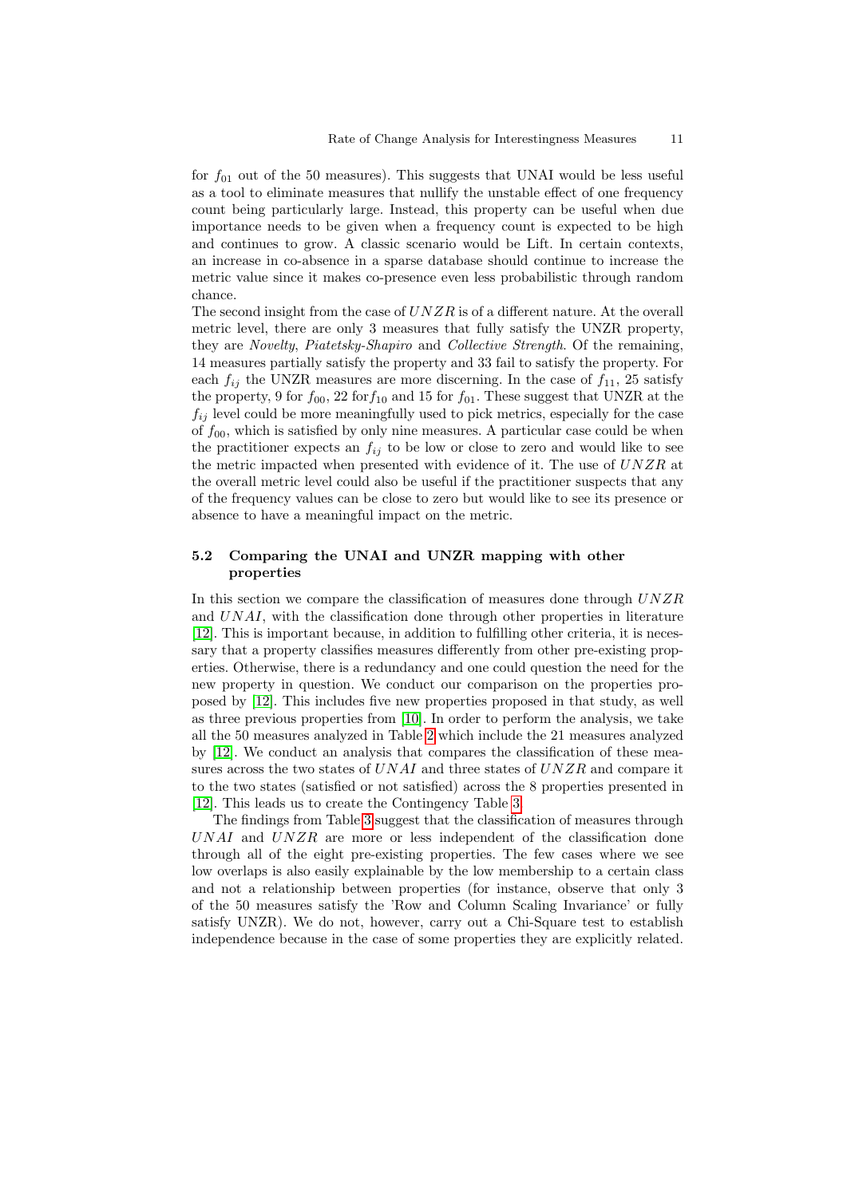for $f_{01}$ out of the 50 measures). This suggests that UNAI would be less useful as a tool to eliminate measures that nullify the unstable effect of one frequency count being particularly large. Instead, this property can be useful when due importance needs to be given when a frequency count is expected to be high and continues to grow. A classic scenario would be Lift. In certain contexts, an increase in co-absence in a sparse database should continue to increase the metric value since it makes co-presence even less probabilistic through random chance.
The second insight from the case of $UNZR$ is of a different nature. At the overall metric level, there are only 3 measures that fully satisfy the UNZR property, they are *Novelty*, *Piatetsky-Shapiro* and *Collective Strength*. Of the remaining, 14 measures partially satisfy the property and 33 fail to satisfy the property. For each $f_{ij}$ the UNZR measures are more discerning. In the case of $f_{11}$, 25 satisfy the property, 9 for $f_{00}$, 22 for$f_{10}$ and 15 for $f_{01}$. These suggest that UNZR at the $f_{ij}$ level could be more meaningfully used to pick metrics, especially for the case of $f_{00}$, which is satisfied by only nine measures. A particular case could be when the practitioner expects an $f_{ij}$ to be low or close to zero and would like to see the metric impacted when presented with evidence of it. The use of $UNZR$ at the overall metric level could also be useful if the practitioner suspects that any of the frequency values can be close to zero but would like to see its presence or absence to have a meaningful impact on the metric.

### 5.2 Comparing the UNAI and UNZR mapping with other properties

In this section we compare the classification of measures done through $UNZR$ and $UNAI$, with the classification done through other properties in literature [12]. This is important because, in addition to fulfilling other criteria, it is necessary that a property classifies measures differently from other pre-existing properties. Otherwise, there is a redundancy and one could question the need for the new property in question. We conduct our comparison on the properties proposed by [12]. This includes five new properties proposed in that study, as well as three previous properties from [10]. In order to perform the analysis, we take all the 50 measures analyzed in Table 2 which include the 21 measures analyzed by [12]. We conduct an analysis that compares the classification of these measures across the two states of $UNAI$ and three states of $UNZR$ and compare it to the two states (satisfied or not satisfied) across the 8 properties presented in [12]. This leads us to create the Contingency Table 3.

The findings from Table 3 suggest that the classification of measures through $UNAI$ and $UNZR$ are more or less independent of the classification done through all of the eight pre-existing properties. The few cases where we see low overlaps is also easily explainable by the low membership to a certain class and not a relationship between properties (for instance, observe that only 3 of the 50 measures satisfy the 'Row and Column Scaling Invariance' or fully satisfy UNZR). We do not, however, carry out a Chi-Square test to establish independence because in the case of some properties they are explicitly related.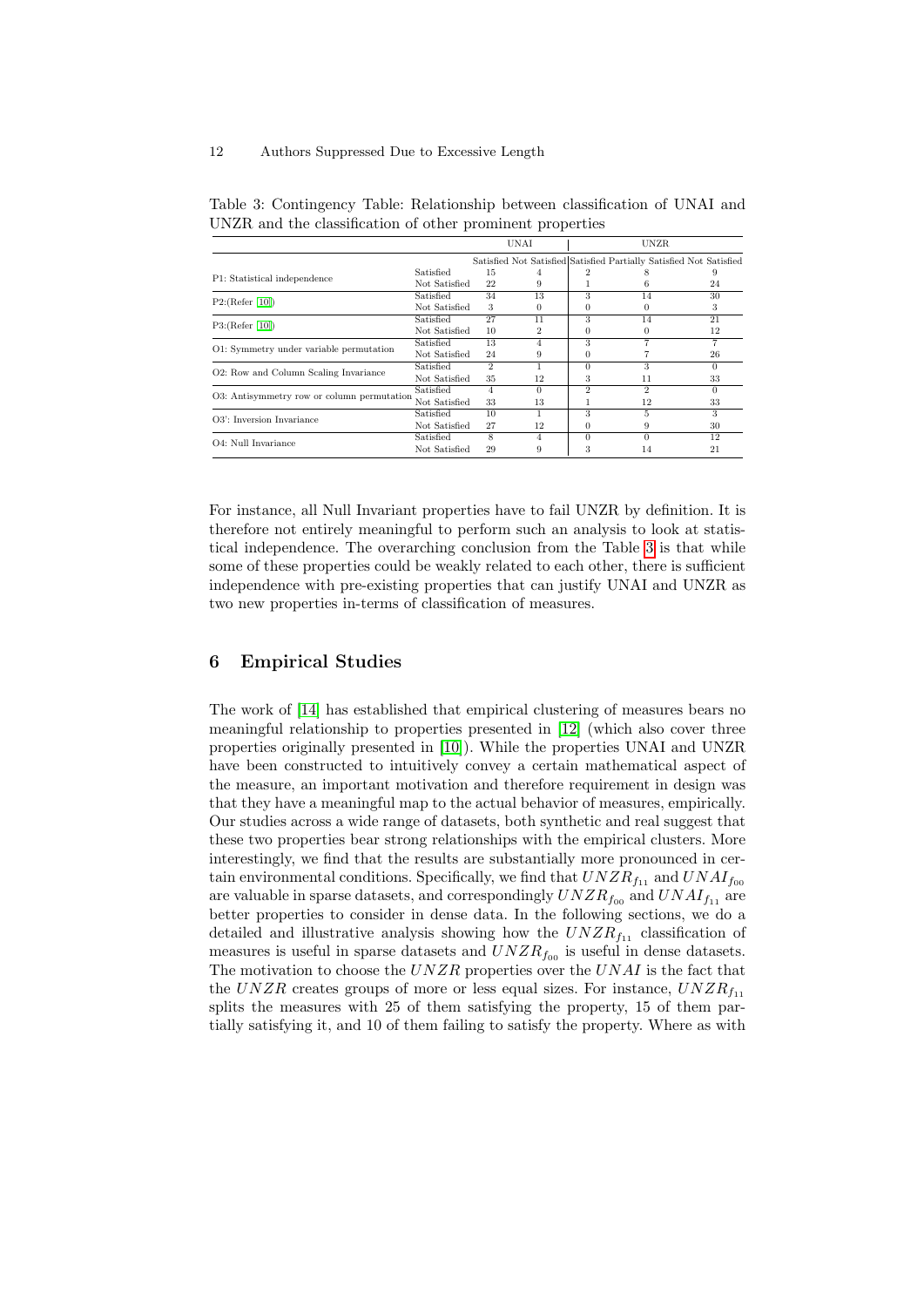Table 3: Contingency Table: Relationship between classification of UNAI and UNZR and the classification of other prominent properties

| | | UNAI | | UNZR | | |
|---|---|---|---|---|---|---|
| | | Satisfied | Not Satisfied | Satisfied | Partially Satisfied | Not Satisfied |
| P1: Statistical independence | Satisfied | 15 | 4 | 2 | 8 | 9 |
| | Not Satisfied | 22 | 9 | 1 | 6 | 24 |
| P2:(Refer [10]) | Satisfied | 34 | 13 | 3 | 14 | 30 |
| | Not Satisfied | 3 | 0 | 0 | 0 | 3 |
| P3:(Refer [10]) | Satisfied | 27 | 11 | 3 | 14 | 21 |
| | Not Satisfied | 10 | 2 | 0 | 0 | 12 |
| O1: Symmetry under variable permutation | Satisfied | 13 | 4 | 3 | 7 | 7 |
| | Not Satisfied | 24 | 9 | 0 | 7 | 26 |
| O2: Row and Column Scaling Invariance | Satisfied | 2 | 1 | 0 | 3 | 0 |
| | Not Satisfied | 35 | 12 | 3 | 11 | 33 |
| O3: Antisymmetry row or column permutation | Satisfied | 4 | 0 | 2 | 2 | 0 |
| | Not Satisfied | 33 | 13 | 1 | 12 | 33 |
| O3': Inversion Invariance | Satisfied | 10 | 1 | 3 | 5 | 3 |
| | Not Satisfied | 27 | 12 | 0 | 9 | 30 |
| O4: Null Invariance | Satisfied | 8 | 4 | 0 | 0 | 12 |
| | Not Satisfied | 29 | 9 | 3 | 14 | 21 |

For instance, all Null Invariant properties have to fail UNZR by definition. It is therefore not entirely meaningful to perform such an analysis to look at statistical independence. The overarching conclusion from the Table 3 is that while some of these properties could be weakly related to each other, there is sufficient independence with pre-existing properties that can justify UNAI and UNZR as two new properties in-terms of classification of measures.

## 6 Empirical Studies

The work of [14] has established that empirical clustering of measures bears no meaningful relationship to properties presented in [12] (which also cover three properties originally presented in [10]). While the properties UNAI and UNZR have been constructed to intuitively convey a certain mathematical aspect of the measure, an important motivation and therefore requirement in design was that they have a meaningful map to the actual behavior of measures, empirically. Our studies across a wide range of datasets, both synthetic and real suggest that these two properties bear strong relationships with the empirical clusters. More interestingly, we find that the results are substantially more pronounced in certain environmental conditions. Specifically, we find that $UNZR_{f_{11}}$ and $UNAI_{f_{00}}$ are valuable in sparse datasets, and correspondingly $UNZR_{f_{00}}$ and $UNAI_{f_{11}}$ are better properties to consider in dense data. In the following sections, we do a detailed and illustrative analysis showing how the $UNZR_{f_{11}}$ classification of measures is useful in sparse datasets and $UNZR_{f_{00}}$ is useful in dense datasets. The motivation to choose the $UNZR$ properties over the $UNAI$ is the fact that the $UNZR$ creates groups of more or less equal sizes. For instance, $UNZR_{f_{11}}$ splits the measures with 25 of them satisfying the property, 15 of them partially satisfying it, and 10 of them failing to satisfy the property. Where as with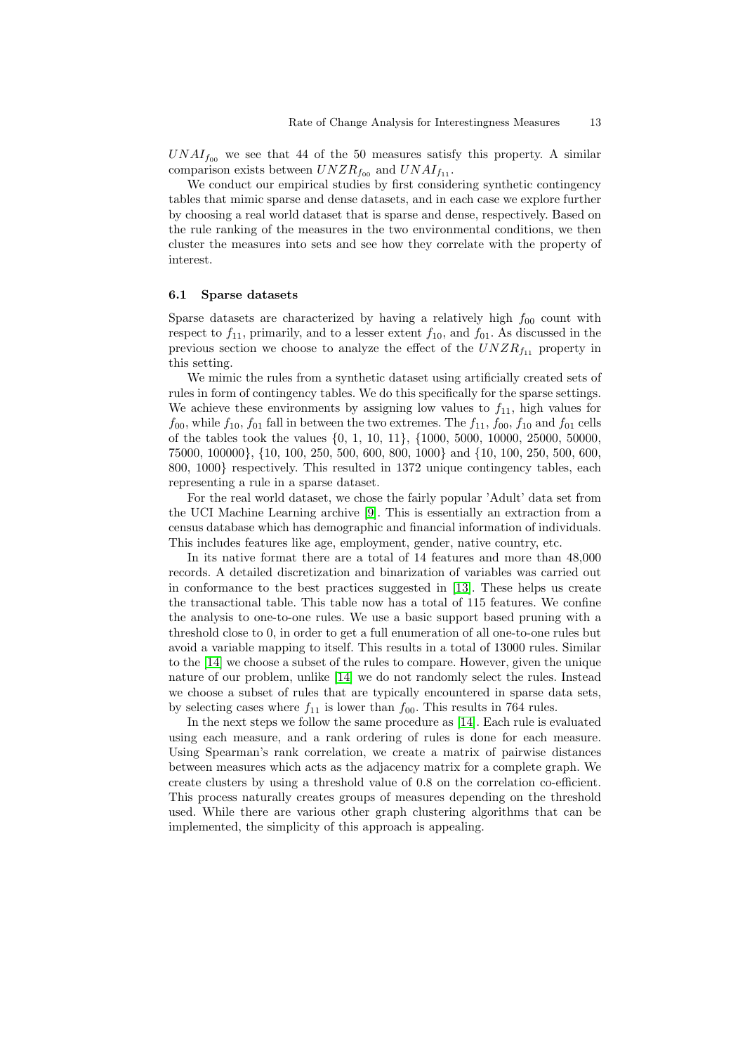$UNAI_{f_{00}}$ we see that 44 of the 50 measures satisfy this property. A similar comparison exists between $UNZR_{f_{00}}$ and $UNAI_{f_{11}}$.

We conduct our empirical studies by first considering synthetic contingency tables that mimic sparse and dense datasets, and in each case we explore further by choosing a real world dataset that is sparse and dense, respectively. Based on the rule ranking of the measures in the two environmental conditions, we then cluster the measures into sets and see how they correlate with the property of interest.

### 6.1 Sparse datasets

Sparse datasets are characterized by having a relatively high $f_{00}$ count with respect to $f_{11}$, primarily, and to a lesser extent $f_{10}$, and $f_{01}$. As discussed in the previous section we choose to analyze the effect of the $UNZR_{f_{11}}$ property in this setting.

We mimic the rules from a synthetic dataset using artificially created sets of rules in form of contingency tables. We do this specifically for the sparse settings. We achieve these environments by assigning low values to $f_{11}$, high values for $f_{00}$, while $f_{10}$, $f_{01}$ fall in between the two extremes. The $f_{11}$, $f_{00}$, $f_{10}$ and $f_{01}$ cells of the tables took the values {0, 1, 10, 11}, {1000, 5000, 10000, 25000, 50000, 75000, 100000}, {10, 100, 250, 500, 600, 800, 1000} and {10, 100, 250, 500, 600, 800, 1000} respectively. This resulted in 1372 unique contingency tables, each representing a rule in a sparse dataset.

For the real world dataset, we chose the fairly popular 'Adult' data set from the UCI Machine Learning archive [9]. This is essentially an extraction from a census database which has demographic and financial information of individuals. This includes features like age, employment, gender, native country, etc.

In its native format there are a total of 14 features and more than 48,000 records. A detailed discretization and binarization of variables was carried out in conformance to the best practices suggested in [13]. These helps us create the transactional table. This table now has a total of 115 features. We confine the analysis to one-to-one rules. We use a basic support based pruning with a threshold close to 0, in order to get a full enumeration of all one-to-one rules but avoid a variable mapping to itself. This results in a total of 13000 rules. Similar to the [14] we choose a subset of the rules to compare. However, given the unique nature of our problem, unlike [14] we do not randomly select the rules. Instead we choose a subset of rules that are typically encountered in sparse data sets, by selecting cases where $f_{11}$ is lower than $f_{00}$. This results in 764 rules.

In the next steps we follow the same procedure as [14]. Each rule is evaluated using each measure, and a rank ordering of rules is done for each measure. Using Spearman's rank correlation, we create a matrix of pairwise distances between measures which acts as the adjacency matrix for a complete graph. We create clusters by using a threshold value of 0.8 on the correlation co-efficient. This process naturally creates groups of measures depending on the threshold used. While there are various other graph clustering algorithms that can be implemented, the simplicity of this approach is appealing.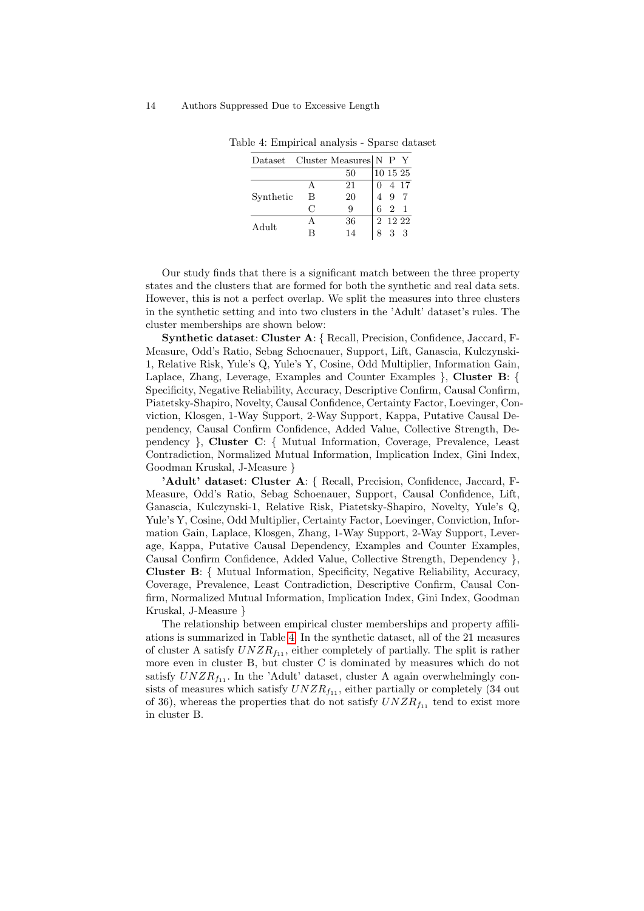Table 4: Empirical analysis - Sparse dataset

| Dataset | Cluster | Measures | N | P | Y |
|---|---|---|---|---|---|
| | | 50 | 10 | 15 | 25 |
| Synthetic | A | 21 | 0 | 4 | 17 |
| | B | 20 | 4 | 9 | 7 |
| | C | 9 | 6 | 2 | 1 |
| Adult | A | 36 | 2 | 12 | 22 |
| | B | 14 | 8 | 3 | 3 |

Our study finds that there is a significant match between the three property states and the clusters that are formed for both the synthetic and real data sets. However, this is not a perfect overlap. We split the measures into three clusters in the synthetic setting and into two clusters in the 'Adult' dataset's rules. The cluster memberships are shown below:

**Synthetic dataset**: **Cluster A**: { Recall, Precision, Confidence, Jaccard, F-Measure, Odd's Ratio, Sebag Schoenauer, Support, Lift, Ganascia, Kulczynski-1, Relative Risk, Yule's Q, Yule's Y, Cosine, Odd Multiplier, Information Gain, Laplace, Zhang, Leverage, Examples and Counter Examples }, **Cluster B**: { Specificity, Negative Reliability, Accuracy, Descriptive Confirm, Causal Confirm, Piatetsky-Shapiro, Novelty, Causal Confidence, Certainty Factor, Loevinger, Conviction, Klosgen, 1-Way Support, 2-Way Support, Kappa, Putative Causal Dependency, Causal Confirm Confidence, Added Value, Collective Strength, Dependency }, **Cluster C**: { Mutual Information, Coverage, Prevalence, Least Contradiction, Normalized Mutual Information, Implication Index, Gini Index, Goodman Kruskal, J-Measure }

**'Adult' dataset**: **Cluster A**: { Recall, Precision, Confidence, Jaccard, F-Measure, Odd's Ratio, Sebag Schoenauer, Support, Causal Confidence, Lift, Ganascia, Kulczynski-1, Relative Risk, Piatetsky-Shapiro, Novelty, Yule's Q, Yule's Y, Cosine, Odd Multiplier, Certainty Factor, Loevinger, Conviction, Information Gain, Laplace, Klosgen, Zhang, 1-Way Support, 2-Way Support, Leverage, Kappa, Putative Causal Dependency, Examples and Counter Examples, Causal Confirm Confidence, Added Value, Collective Strength, Dependency }, **Cluster B**: { Mutual Information, Specificity, Negative Reliability, Accuracy, Coverage, Prevalence, Least Contradiction, Descriptive Confirm, Causal Confirm, Normalized Mutual Information, Implication Index, Gini Index, Goodman Kruskal, J-Measure }

The relationship between empirical cluster memberships and property affiliations is summarized in Table 4. In the synthetic dataset, all of the 21 measures of cluster A satisfy $UNZR_{f_{11}}$, either completely of partially. The split is rather more even in cluster B, but cluster C is dominated by measures which do not satisfy $UNZR_{f_{11}}$. In the 'Adult' dataset, cluster A again overwhelmingly consists of measures which satisfy $UNZR_{f_{11}}$, either partially or completely (34 out of 36), whereas the properties that do not satisfy $UNZR_{f_{11}}$ tend to exist more in cluster B.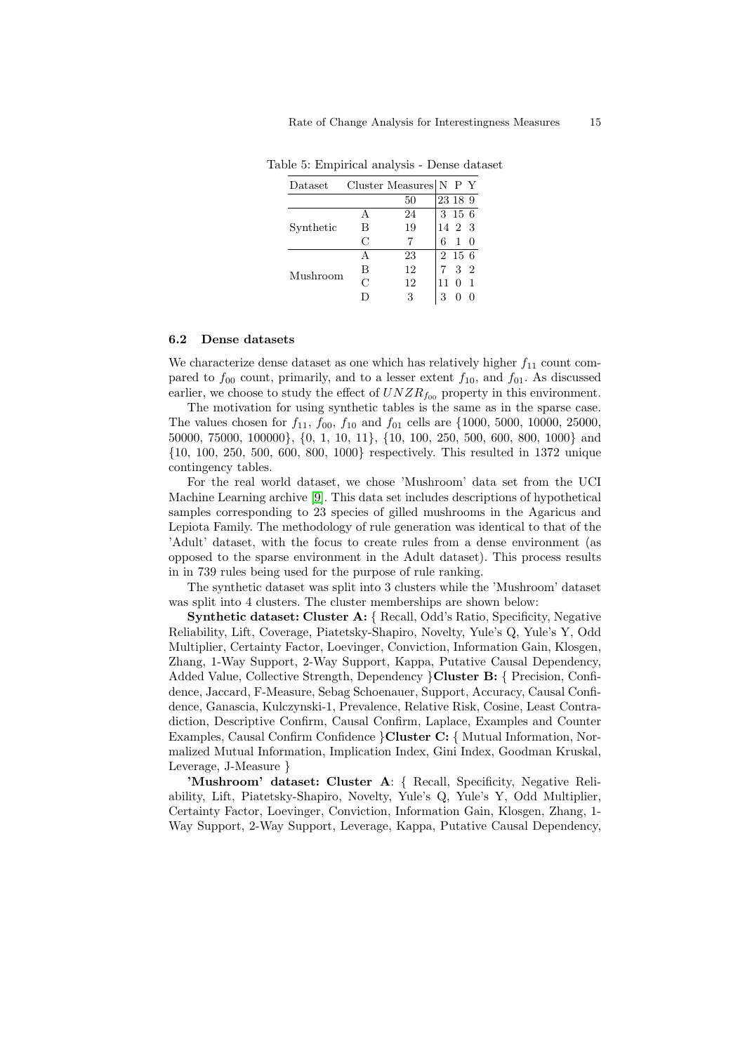Table 5: Empirical analysis - Dense dataset

| Dataset | Cluster | Measures | N | P | Y |
|---|---|---|---|---|---|
| | | 50 | 23 | 18 | 9 |
| Synthetic | A | 24 | 3 | 15 | 6 |
| | B | 19 | 14 | 2 | 3 |
| | C | 7 | 6 | 1 | 0 |
| Mushroom | A | 23 | 2 | 15 | 6 |
| | B | 12 | 7 | 3 | 2 |
| | C | 12 | 11 | 0 | 1 |
| | D | 3 | 3 | 0 | 0 |

### 6.2 Dense datasets

We characterize dense dataset as one which has relatively higher $f_{11}$ count compared to $f_{00}$ count, primarily, and to a lesser extent $f_{10}$, and $f_{01}$. As discussed earlier, we choose to study the effect of $UNZR_{f_{00}}$ property in this environment.

The motivation for using synthetic tables is the same as in the sparse case. The values chosen for $f_{11}$, $f_{00}$, $f_{10}$ and $f_{01}$ cells are {1000, 5000, 10000, 25000, 50000, 75000, 100000}, {0, 1, 10, 11}, {10, 100, 250, 500, 600, 800, 1000} and {10, 100, 250, 500, 600, 800, 1000} respectively. This resulted in 1372 unique contingency tables.

For the real world dataset, we chose 'Mushroom' data set from the UCI Machine Learning archive [9]. This data set includes descriptions of hypothetical samples corresponding to 23 species of gilled mushrooms in the Agaricus and Lepiota Family. The methodology of rule generation was identical to that of the 'Adult' dataset, with the focus to create rules from a dense environment (as opposed to the sparse environment in the Adult dataset). This process results in in 739 rules being used for the purpose of rule ranking.

The synthetic dataset was split into 3 clusters while the 'Mushroom' dataset was split into 4 clusters. The cluster memberships are shown below:

**Synthetic dataset: Cluster A:** { Recall, Odd's Ratio, Specificity, Negative Reliability, Lift, Coverage, Piatetsky-Shapiro, Novelty, Yule's Q, Yule's Y, Odd Multiplier, Certainty Factor, Loevinger, Conviction, Information Gain, Klosgen, Zhang, 1-Way Support, 2-Way Support, Kappa, Putative Causal Dependency, Added Value, Collective Strength, Dependency }**Cluster B:** { Precision, Confidence, Jaccard, F-Measure, Sebag Schoenauer, Support, Accuracy, Causal Confidence, Ganascia, Kulczynski-1, Prevalence, Relative Risk, Cosine, Least Contradiction, Descriptive Confirm, Causal Confirm, Laplace, Examples and Counter Examples, Causal Confirm Confidence }**Cluster C:** { Mutual Information, Normalized Mutual Information, Implication Index, Gini Index, Goodman Kruskal, Leverage, J-Measure }

**'Mushroom' dataset: Cluster A**: { Recall, Specificity, Negative Reliability, Lift, Piatetsky-Shapiro, Novelty, Yule's Q, Yule's Y, Odd Multiplier, Certainty Factor, Loevinger, Conviction, Information Gain, Klosgen, Zhang, 1-Way Support, 2-Way Support, Leverage, Kappa, Putative Causal Dependency,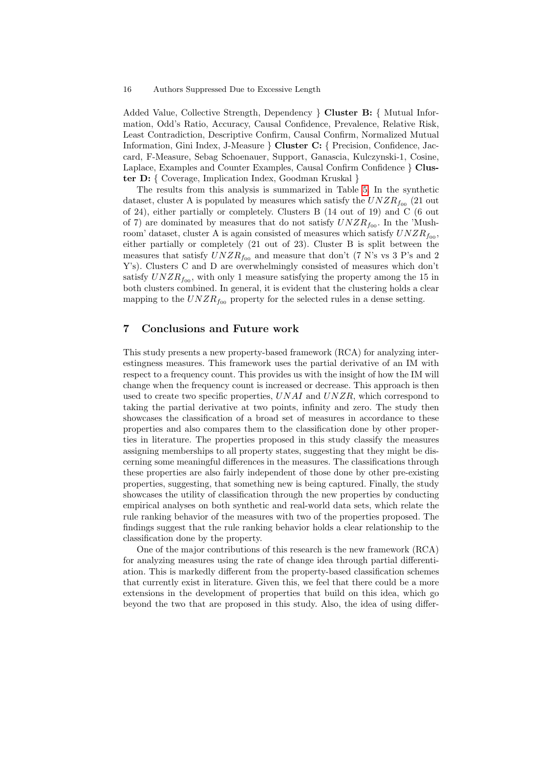Added Value, Collective Strength, Dependency } **Cluster B:** { Mutual Information, Odd's Ratio, Accuracy, Causal Confidence, Prevalence, Relative Risk, Least Contradiction, Descriptive Confirm, Causal Confirm, Normalized Mutual Information, Gini Index, J-Measure } **Cluster C:** { Precision, Confidence, Jaccard, F-Measure, Sebag Schoenauer, Support, Ganascia, Kulczynski-1, Cosine, Laplace, Examples and Counter Examples, Causal Confirm Confidence } **Cluster D:** { Coverage, Implication Index, Goodman Kruskal }

The results from this analysis is summarized in Table 5. In the synthetic dataset, cluster A is populated by measures which satisfy the $UNZR_{f_{00}}$ (21 out of 24), either partially or completely. Clusters B (14 out of 19) and C (6 out of 7) are dominated by measures that do not satisfy $UNZR_{f_{00}}$. In the 'Mushroom' dataset, cluster A is again consisted of measures which satisfy $UNZR_{f_{00}}$, either partially or completely (21 out of 23). Cluster B is split between the measures that satisfy $UNZR_{f_{00}}$ and measure that don't (7 N's vs 3 P's and 2 Y's). Clusters C and D are overwhelmingly consisted of measures which don't satisfy $UNZR_{f_{00}}$, with only 1 measure satisfying the property among the 15 in both clusters combined. In general, it is evident that the clustering holds a clear mapping to the $UNZR_{f_{00}}$ property for the selected rules in a dense setting.

## 7 Conclusions and Future work

This study presents a new property-based framework (RCA) for analyzing interestingness measures. This framework uses the partial derivative of an IM with respect to a frequency count. This provides us with the insight of how the IM will change when the frequency count is increased or decrease. This approach is then used to create two specific properties, $UNAI$ and $UNZR$, which correspond to taking the partial derivative at two points, infinity and zero. The study then showcases the classification of a broad set of measures in accordance to these properties and also compares them to the classification done by other properties in literature. The properties proposed in this study classify the measures assigning memberships to all property states, suggesting that they might be discerning some meaningful differences in the measures. The classifications through these properties are also fairly independent of those done by other pre-existing properties, suggesting, that something new is being captured. Finally, the study showcases the utility of classification through the new properties by conducting empirical analyses on both synthetic and real-world data sets, which relate the rule ranking behavior of the measures with two of the properties proposed. The findings suggest that the rule ranking behavior holds a clear relationship to the classification done by the property.

One of the major contributions of this research is the new framework (RCA) for analyzing measures using the rate of change idea through partial differentiation. This is markedly different from the property-based classification schemes that currently exist in literature. Given this, we feel that there could be a more extensions in the development of properties that build on this idea, which go beyond the two that are proposed in this study. Also, the idea of using differ-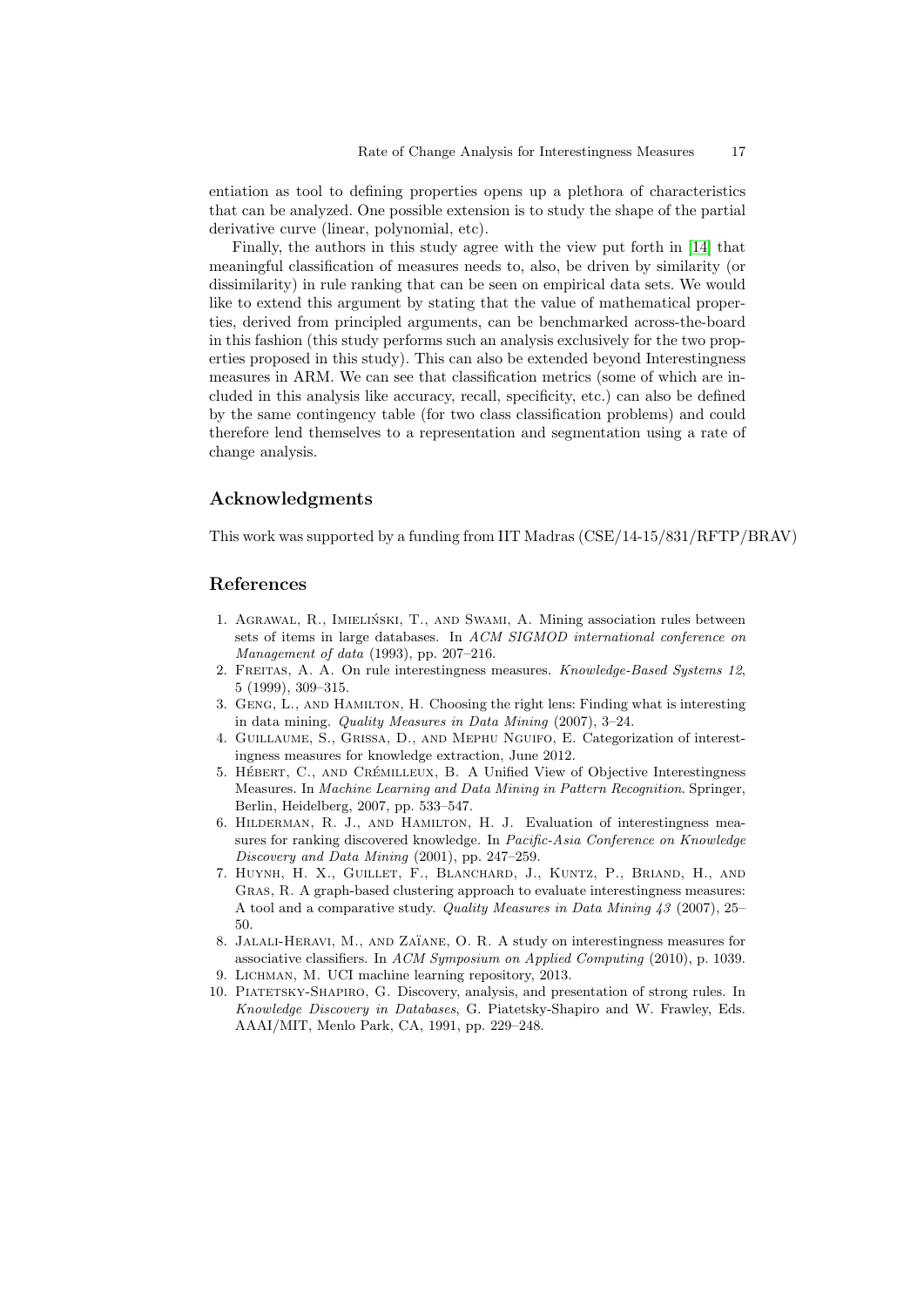entiation as tool to defining properties opens up a plethora of characteristics that can be analyzed. One possible extension is to study the shape of the partial derivative curve (linear, polynomial, etc).

Finally, the authors in this study agree with the view put forth in [14] that meaningful classification of measures needs to, also, be driven by similarity (or dissimilarity) in rule ranking that can be seen on empirical data sets. We would like to extend this argument by stating that the value of mathematical properties, derived from principled arguments, can be benchmarked across-the-board in this fashion (this study performs such an analysis exclusively for the two properties proposed in this study). This can also be extended beyond Interestingness measures in ARM. We can see that classification metrics (some of which are included in this analysis like accuracy, recall, specificity, etc.) can also be defined by the same contingency table (for two class classification problems) and could therefore lend themselves to a representation and segmentation using a rate of change analysis.

## Acknowledgments

This work was supported by a funding from IIT Madras (CSE/14-15/831/RFTP/BRAV)

## References

1. Agrawal, R., Imieliński, T., and Swami, A. Mining association rules between sets of items in large databases. In *ACM SIGMOD international conference on Management of data* (1993), pp. 207–216.
2. Freitas, A. A. On rule interestingness measures. *Knowledge-Based Systems 12*, 5 (1999), 309–315.
3. Geng, L., and Hamilton, H. Choosing the right lens: Finding what is interesting in data mining. *Quality Measures in Data Mining* (2007), 3–24.
4. Guillaume, S., Grissa, D., and Mephu Nguifo, E. Categorization of interestingness measures for knowledge extraction, June 2012.
5. Hébert, C., and Crémilleux, B. A Unified View of Objective Interestingness Measures. In *Machine Learning and Data Mining in Pattern Recognition*. Springer, Berlin, Heidelberg, 2007, pp. 533–547.
6. Hilderman, R. J., and Hamilton, H. J. Evaluation of interestingness measures for ranking discovered knowledge. In *Pacific-Asia Conference on Knowledge Discovery and Data Mining* (2001), pp. 247–259.
7. Huynh, H. X., Guillet, F., Blanchard, J., Kuntz, P., Briand, H., and Gras, R. A graph-based clustering approach to evaluate interestingness measures: A tool and a comparative study. *Quality Measures in Data Mining 43* (2007), 25–50.
8. Jalali-Heravi, M., and Zaïane, O. R. A study on interestingness measures for associative classifiers. In *ACM Symposium on Applied Computing* (2010), p. 1039.
9. Lichman, M. UCI machine learning repository, 2013.
10. Piatetsky-Shapiro, G. Discovery, analysis, and presentation of strong rules. In *Knowledge Discovery in Databases*, G. Piatetsky-Shapiro and W. Frawley, Eds. AAAI/MIT, Menlo Park, CA, 1991, pp. 229–248.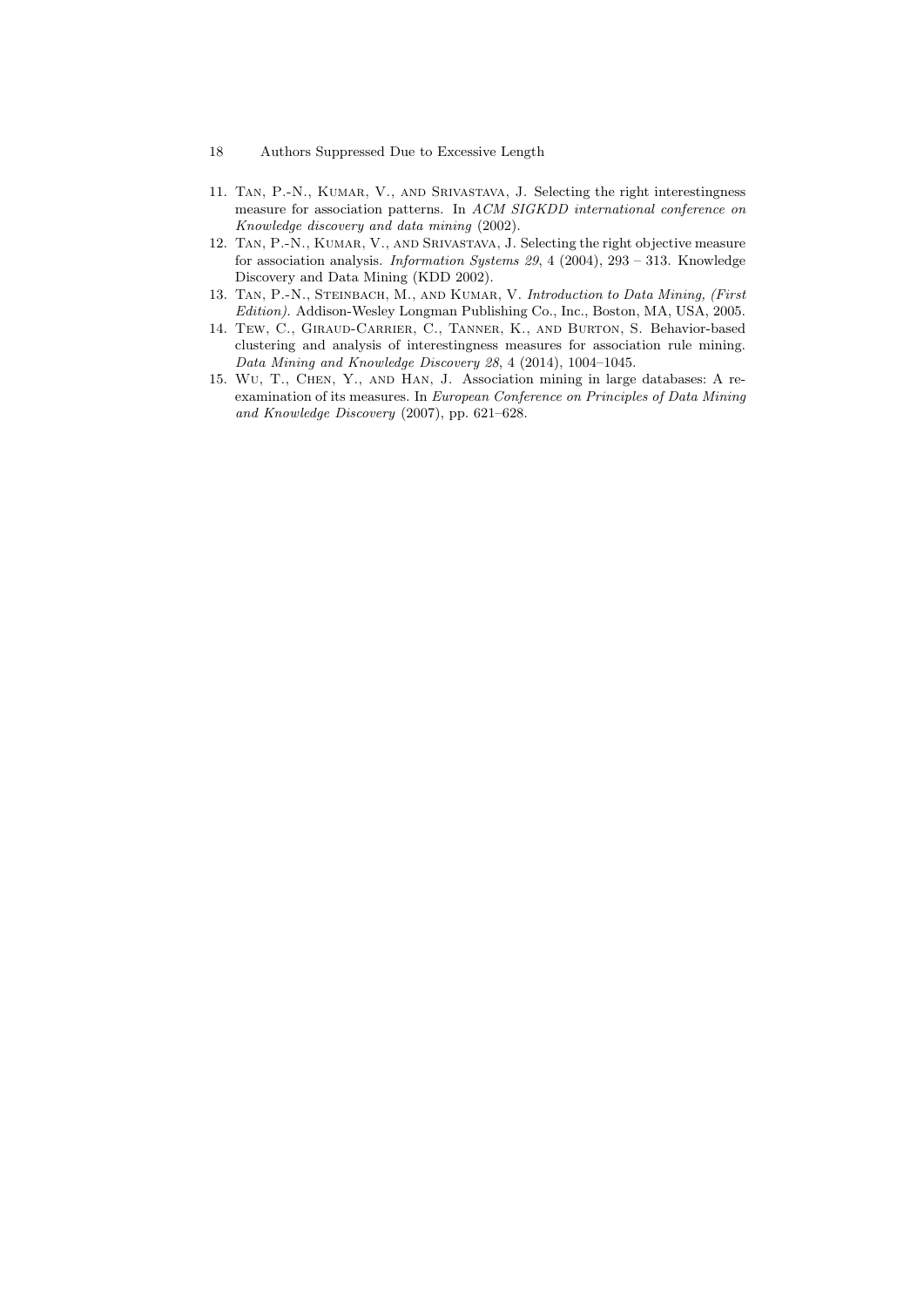11. Tan, P.-N., Kumar, V., and Srivastava, J. Selecting the right interestingness measure for association patterns. In *ACM SIGKDD international conference on Knowledge discovery and data mining* (2002).
12. Tan, P.-N., Kumar, V., and Srivastava, J. Selecting the right objective measure for association analysis. *Information Systems 29*, 4 (2004), 293 – 313. Knowledge Discovery and Data Mining (KDD 2002).
13. Tan, P.-N., Steinbach, M., and Kumar, V. *Introduction to Data Mining, (First Edition)*. Addison-Wesley Longman Publishing Co., Inc., Boston, MA, USA, 2005.
14. Tew, C., Giraud-Carrier, C., Tanner, K., and Burton, S. Behavior-based clustering and analysis of interestingness measures for association rule mining. *Data Mining and Knowledge Discovery 28*, 4 (2014), 1004–1045.
15. Wu, T., Chen, Y., and Han, J. Association mining in large databases: A re-examination of its measures. In *European Conference on Principles of Data Mining and Knowledge Discovery* (2007), pp. 621–628.